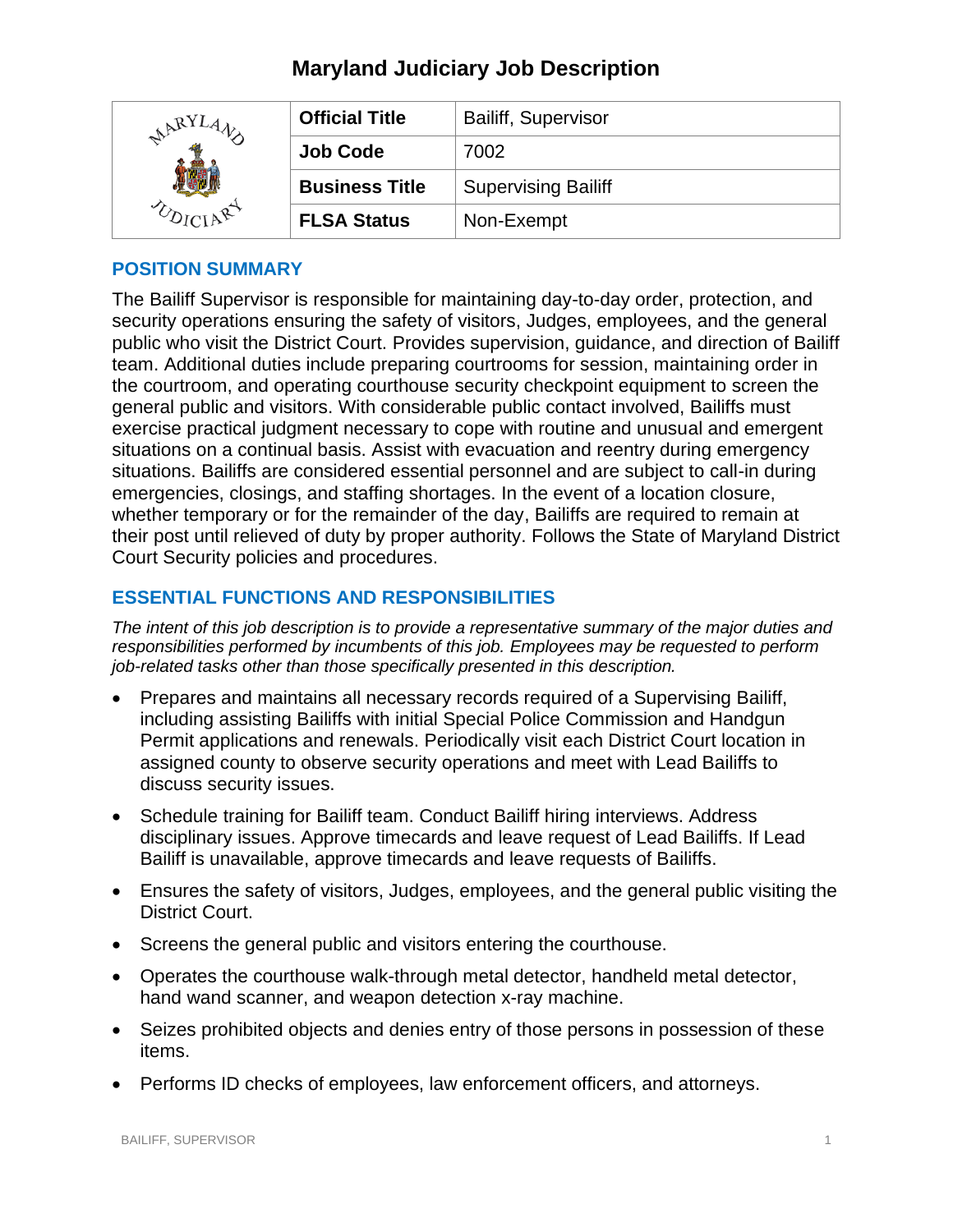# Maryland Judiciary Job Description

| Official Title | Bailiff, Supervisor |
|---|---|
| Job Code | 7002 |
| Business Title | Supervising Bailiff |
| FLSA Status | Non-Exempt |

## POSITION SUMMARY

The Bailiff Supervisor is responsible for maintaining day-to-day order, protection, and security operations ensuring the safety of visitors, Judges, employees, and the general public who visit the District Court. Provides supervision, guidance, and direction of Bailiff team. Additional duties include preparing courtrooms for session, maintaining order in the courtroom, and operating courthouse security checkpoint equipment to screen the general public and visitors. With considerable public contact involved, Bailiffs must exercise practical judgment necessary to cope with routine and unusual and emergent situations on a continual basis. Assist with evacuation and reentry during emergency situations. Bailiffs are considered essential personnel and are subject to call-in during emergencies, closings, and staffing shortages. In the event of a location closure, whether temporary or for the remainder of the day, Bailiffs are required to remain at their post until relieved of duty by proper authority. Follows the State of Maryland District Court Security policies and procedures.

## ESSENTIAL FUNCTIONS AND RESPONSIBILITIES

*The intent of this job description is to provide a representative summary of the major duties and responsibilities performed by incumbents of this job. Employees may be requested to perform job-related tasks other than those specifically presented in this description.*

- Prepares and maintains all necessary records required of a Supervising Bailiff, including assisting Bailiffs with initial Special Police Commission and Handgun Permit applications and renewals. Periodically visit each District Court location in assigned county to observe security operations and meet with Lead Bailiffs to discuss security issues.
- Schedule training for Bailiff team. Conduct Bailiff hiring interviews. Address disciplinary issues. Approve timecards and leave request of Lead Bailiffs. If Lead Bailiff is unavailable, approve timecards and leave requests of Bailiffs.
- Ensures the safety of visitors, Judges, employees, and the general public visiting the District Court.
- Screens the general public and visitors entering the courthouse.
- Operates the courthouse walk-through metal detector, handheld metal detector, hand wand scanner, and weapon detection x-ray machine.
- Seizes prohibited objects and denies entry of those persons in possession of these items.
- Performs ID checks of employees, law enforcement officers, and attorneys.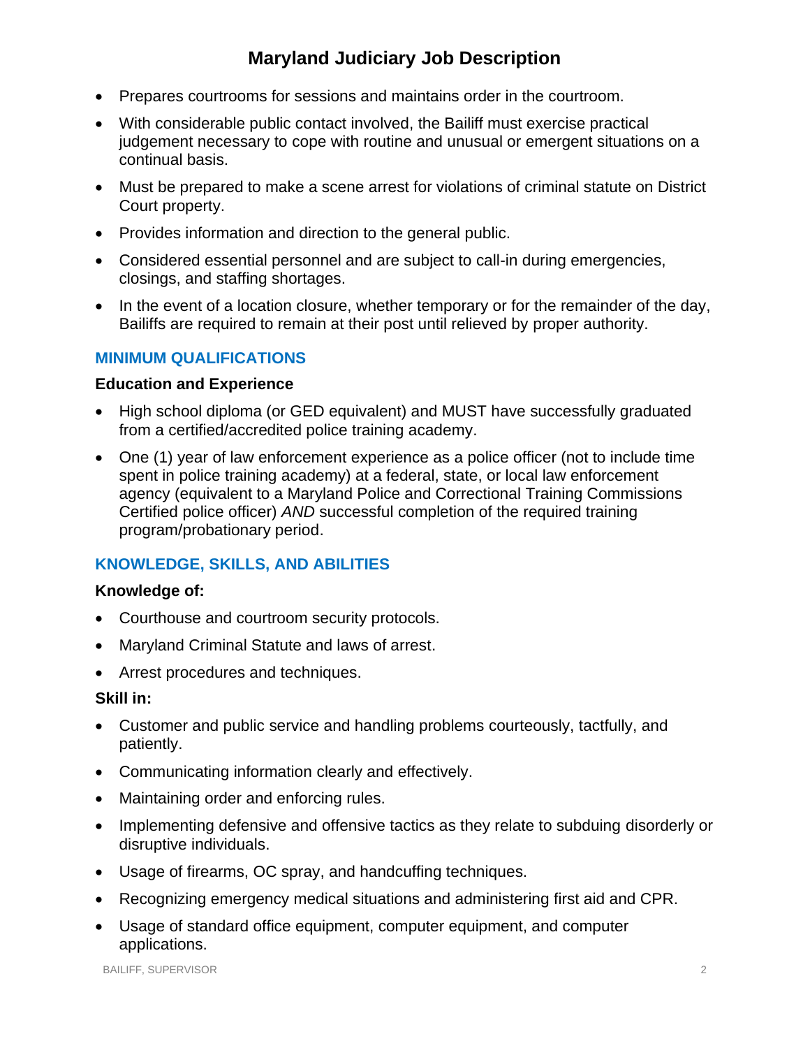- Prepares courtrooms for sessions and maintains order in the courtroom.
- With considerable public contact involved, the Bailiff must exercise practical judgement necessary to cope with routine and unusual or emergent situations on a continual basis.
- Must be prepared to make a scene arrest for violations of criminal statute on District Court property.
- Provides information and direction to the general public.
- Considered essential personnel and are subject to call-in during emergencies, closings, and staffing shortages.
- In the event of a location closure, whether temporary or for the remainder of the day, Bailiffs are required to remain at their post until relieved by proper authority.

## MINIMUM QUALIFICATIONS

### Education and Experience

- High school diploma (or GED equivalent) and MUST have successfully graduated from a certified/accredited police training academy.
- One (1) year of law enforcement experience as a police officer (not to include time spent in police training academy) at a federal, state, or local law enforcement agency (equivalent to a Maryland Police and Correctional Training Commissions Certified police officer) *AND* successful completion of the required training program/probationary period.

## KNOWLEDGE, SKILLS, AND ABILITIES

### Knowledge of:

- Courthouse and courtroom security protocols.
- Maryland Criminal Statute and laws of arrest.
- Arrest procedures and techniques.

### Skill in:

- Customer and public service and handling problems courteously, tactfully, and patiently.
- Communicating information clearly and effectively.
- Maintaining order and enforcing rules.
- Implementing defensive and offensive tactics as they relate to subduing disorderly or disruptive individuals.
- Usage of firearms, OC spray, and handcuffing techniques.
- Recognizing emergency medical situations and administering first aid and CPR.
- Usage of standard office equipment, computer equipment, and computer applications.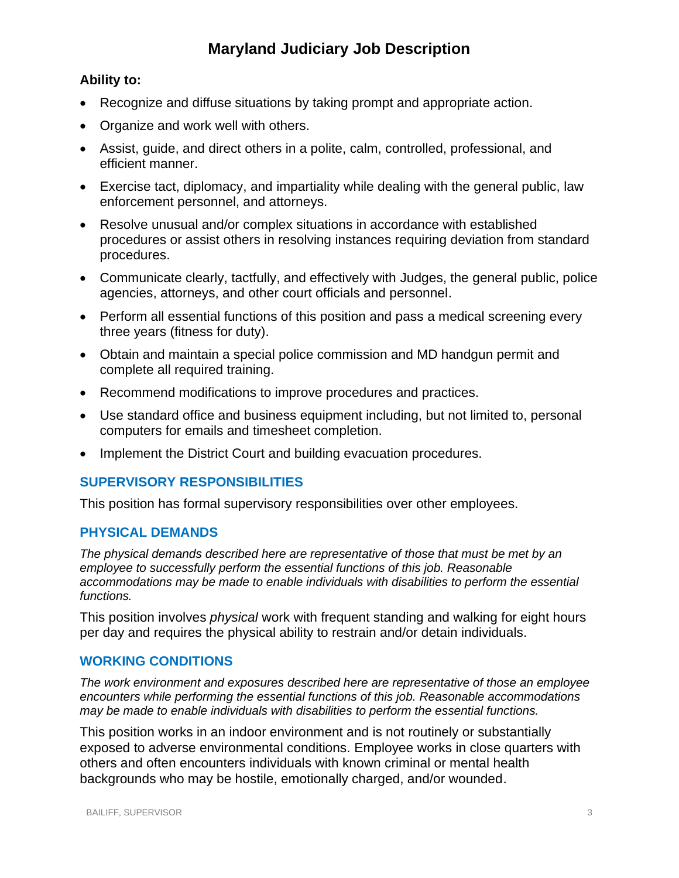**Ability to:**

- Recognize and diffuse situations by taking prompt and appropriate action.
- Organize and work well with others.
- Assist, guide, and direct others in a polite, calm, controlled, professional, and efficient manner.
- Exercise tact, diplomacy, and impartiality while dealing with the general public, law enforcement personnel, and attorneys.
- Resolve unusual and/or complex situations in accordance with established procedures or assist others in resolving instances requiring deviation from standard procedures.
- Communicate clearly, tactfully, and effectively with Judges, the general public, police agencies, attorneys, and other court officials and personnel.
- Perform all essential functions of this position and pass a medical screening every three years (fitness for duty).
- Obtain and maintain a special police commission and MD handgun permit and complete all required training.
- Recommend modifications to improve procedures and practices.
- Use standard office and business equipment including, but not limited to, personal computers for emails and timesheet completion.
- Implement the District Court and building evacuation procedures.

## SUPERVISORY RESPONSIBILITIES

This position has formal supervisory responsibilities over other employees.

## PHYSICAL DEMANDS

*The physical demands described here are representative of those that must be met by an employee to successfully perform the essential functions of this job. Reasonable accommodations may be made to enable individuals with disabilities to perform the essential functions.*

This position involves *physical* work with frequent standing and walking for eight hours per day and requires the physical ability to restrain and/or detain individuals.

## WORKING CONDITIONS

*The work environment and exposures described here are representative of those an employee encounters while performing the essential functions of this job. Reasonable accommodations may be made to enable individuals with disabilities to perform the essential functions.*

This position works in an indoor environment and is not routinely or substantially exposed to adverse environmental conditions. Employee works in close quarters with others and often encounters individuals with known criminal or mental health backgrounds who may be hostile, emotionally charged, and/or wounded.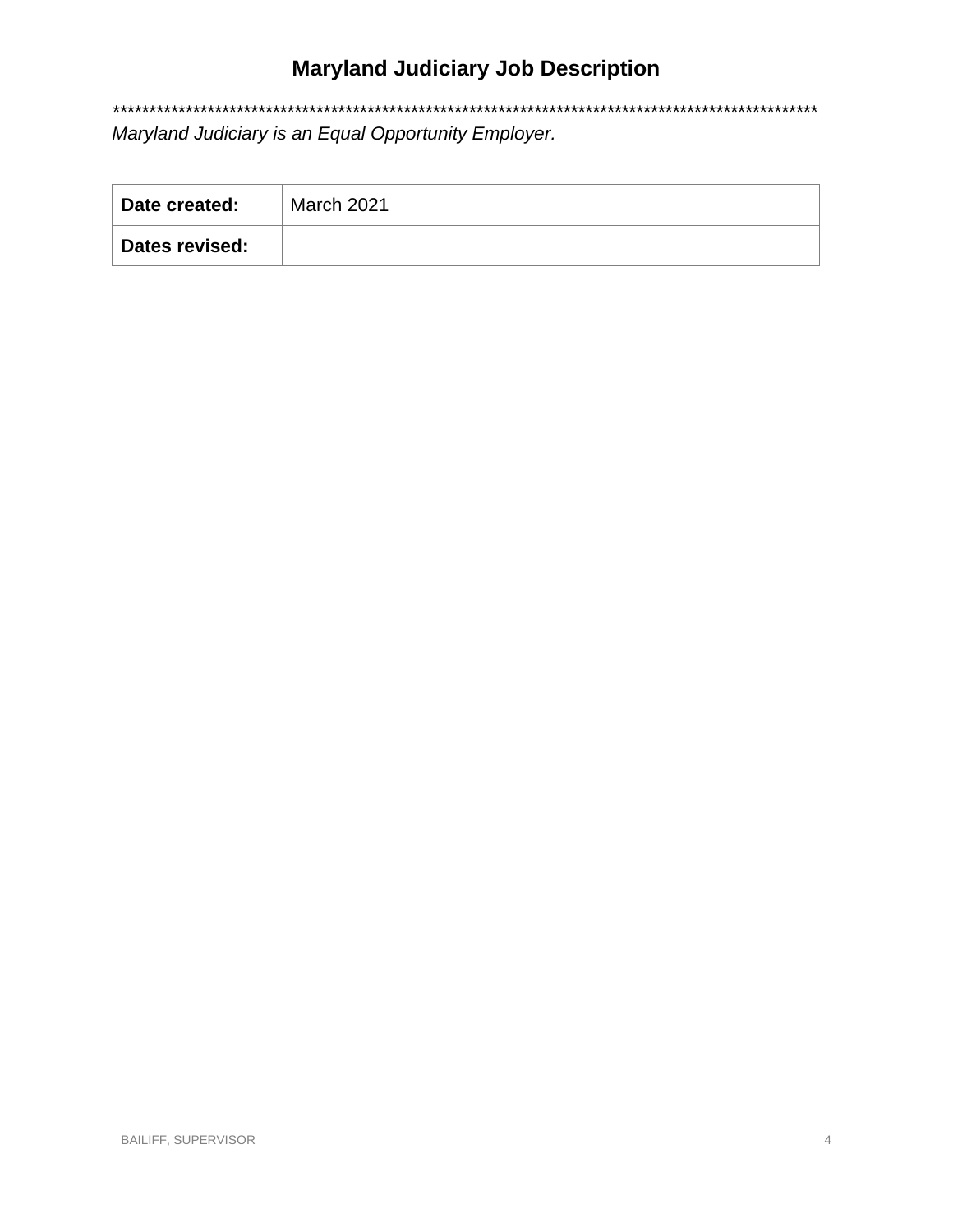# Maryland Judiciary Job Description

****************************************************************************************************
*Maryland Judiciary is an Equal Opportunity Employer.*

| | |
|---|---|
| **Date created:** | March 2021 |
| **Dates revised:** | |